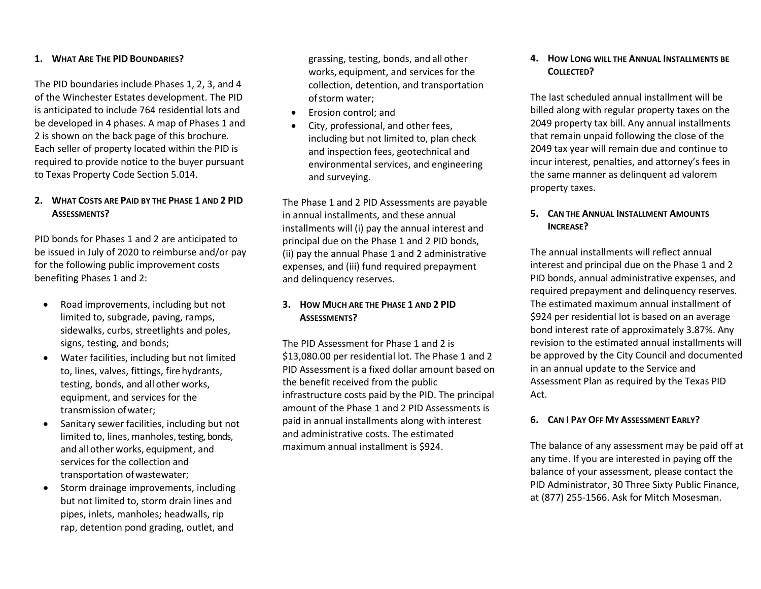## 1. What Are The PID Boundaries?

The PID boundaries include Phases 1, 2, 3, and 4 of the Winchester Estates development. The PID is anticipated to include 764 residential lots and be developed in 4 phases. A map of Phases 1 and 2 is shown on the back page of this brochure. Each seller of property located within the PID is required to provide notice to the buyer pursuant to Texas Property Code Section 5.014.

## 2. What Costs are Paid by the Phase 1 and 2 PID Assessments?

PID bonds for Phases 1 and 2 are anticipated to be issued in July of 2020 to reimburse and/or pay for the following public improvement costs benefiting Phases 1 and 2:

- Road improvements, including but not limited to, subgrade, paving, ramps, sidewalks, curbs, streetlights and poles, signs, testing, and bonds;
- Water facilities, including but not limited to, lines, valves, fittings, fire hydrants, testing, bonds, and all other works, equipment, and services for the transmission of water;
- Sanitary sewer facilities, including but not limited to, lines, manholes, testing, bonds, and all other works, equipment, and services for the collection and transportation of wastewater;
- Storm drainage improvements, including but not limited to, storm drain lines and pipes, inlets, manholes; headwalls, rip rap, detention pond grading, outlet, and grassing, testing, bonds, and all other works, equipment, and services for the collection, detention, and transportation of storm water;
- Erosion control; and
- City, professional, and other fees, including but not limited to, plan check and inspection fees, geotechnical and environmental services, and engineering and surveying.

The Phase 1 and 2 PID Assessments are payable in annual installments, and these annual installments will (i) pay the annual interest and principal due on the Phase 1 and 2 PID bonds, (ii) pay the annual Phase 1 and 2 administrative expenses, and (iii) fund required prepayment and delinquency reserves.

## 3. How Much are the Phase 1 and 2 PID Assessments?

The PID Assessment for Phase 1 and 2 is $13,080.00 per residential lot. The Phase 1 and 2 PID Assessment is a fixed dollar amount based on the benefit received from the public infrastructure costs paid by the PID. The principal amount of the Phase 1 and 2 PID Assessments is paid in annual installments along with interest and administrative costs. The estimated maximum annual installment is $924.

## 4. How Long will the Annual Installments be Collected?

The last scheduled annual installment will be billed along with regular property taxes on the 2049 property tax bill. Any annual installments that remain unpaid following the close of the 2049 tax year will remain due and continue to incur interest, penalties, and attorney's fees in the same manner as delinquent ad valorem property taxes.

## 5. Can the Annual Installment Amounts Increase?

The annual installments will reflect annual interest and principal due on the Phase 1 and 2 PID bonds, annual administrative expenses, and required prepayment and delinquency reserves. The estimated maximum annual installment of $924 per residential lot is based on an average bond interest rate of approximately 3.87%. Any revision to the estimated annual installments will be approved by the City Council and documented in an annual update to the Service and Assessment Plan as required by the Texas PID Act.

## 6. Can I Pay Off My Assessment Early?

The balance of any assessment may be paid off at any time. If you are interested in paying off the balance of your assessment, please contact the PID Administrator, 30 Three Sixty Public Finance, at (877) 255-1566. Ask for Mitch Mosesman.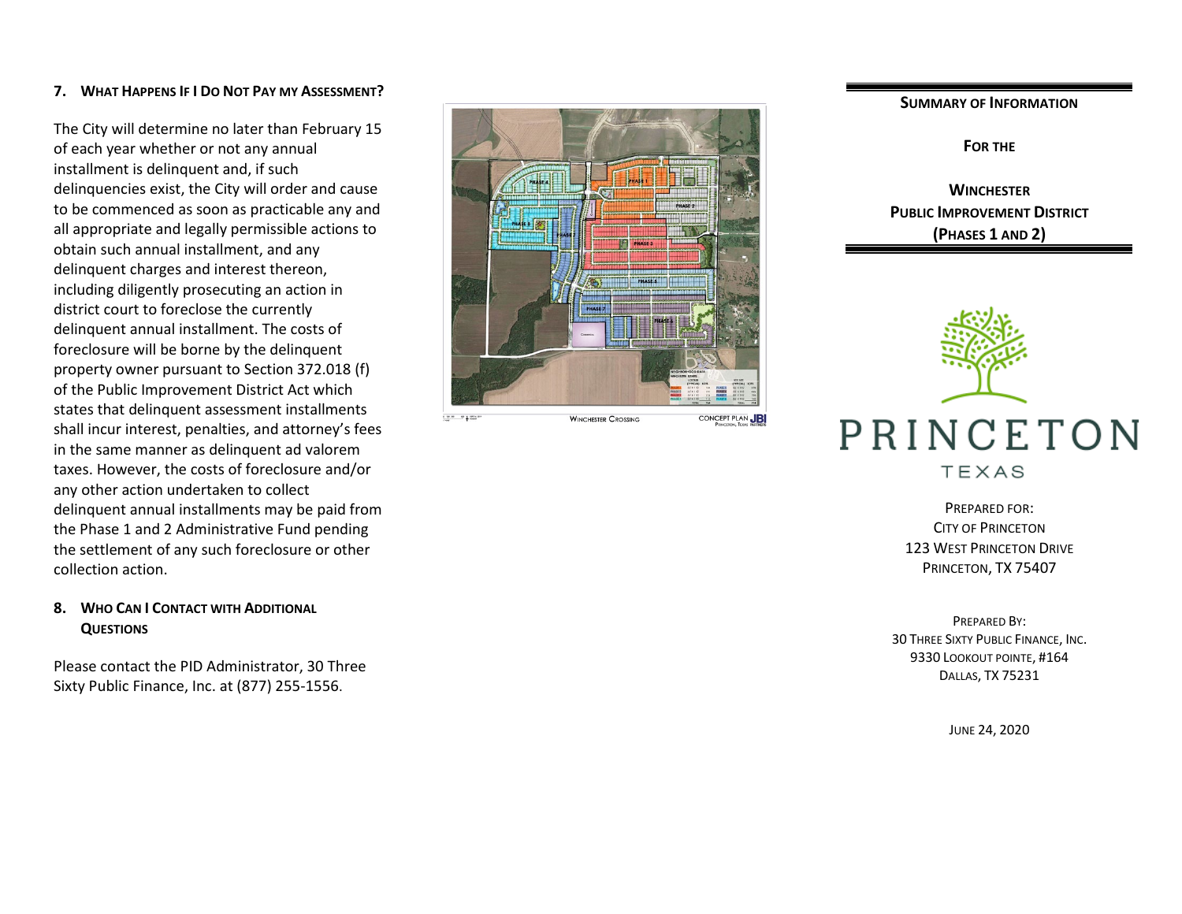## 7. What Happens If I Do Not Pay my Assessment?

The City will determine no later than February 15 of each year whether or not any annual installment is delinquent and, if such delinquencies exist, the City will order and cause to be commenced as soon as practicable any and all appropriate and legally permissible actions to obtain such annual installment, and any delinquent charges and interest thereon, including diligently prosecuting an action in district court to foreclose the currently delinquent annual installment. The costs of foreclosure will be borne by the delinquent property owner pursuant to Section 372.018 (f) of the Public Improvement District Act which states that delinquent assessment installments shall incur interest, penalties, and attorney's fees in the same manner as delinquent ad valorem taxes. However, the costs of foreclosure and/or any other action undertaken to collect delinquent annual installments may be paid from the Phase 1 and 2 Administrative Fund pending the settlement of any such foreclosure or other collection action.

## 8. Who Can I Contact with Additional Questions

Please contact the PID Administrator, 30 Three Sixty Public Finance, Inc. at (877) 255-1556.

WINCHESTER CROSSING

CONCEPT PLAN

PRINCETON, TEXAS

JBI PARTNERS

# Summary of Information

For the

**Winchester Public Improvement District (Phases 1 and 2)**

PRINCETON

TEXAS

Prepared for:
City of Princeton
123 West Princeton Drive
Princeton, TX 75407

Prepared By:
30 Three Sixty Public Finance, Inc.
9330 Lookout Pointe, #164
Dallas, TX 75231

June 24, 2020